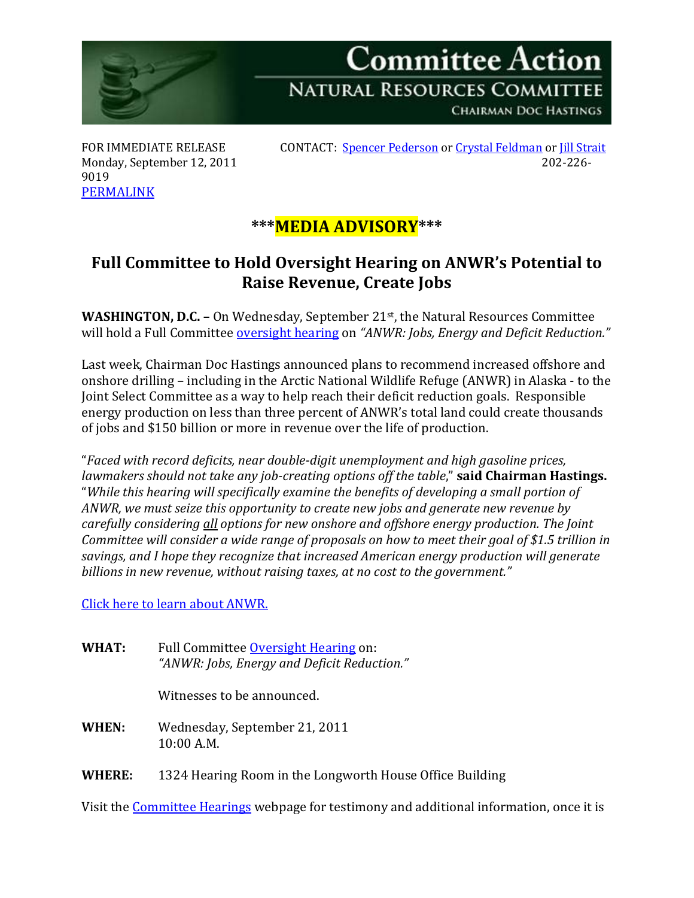# Committee Action

## NATURAL RESOURCES COMMITTEE

CHAIRMAN DOC HASTINGS

FOR IMMEDIATE RELEASE
Monday, September 12, 2011
PERMALINK

CONTACT: Spencer Pederson or Crystal Feldman or Jill Strait
202-226-9019

***MEDIA ADVISORY***

## Full Committee to Hold Oversight Hearing on ANWR's Potential to Raise Revenue, Create Jobs

**WASHINGTON, D.C. –** On Wednesday, September 21st, the Natural Resources Committee will hold a Full Committee oversight hearing on *"ANWR: Jobs, Energy and Deficit Reduction."*

Last week, Chairman Doc Hastings announced plans to recommend increased offshore and onshore drilling – including in the Arctic National Wildlife Refuge (ANWR) in Alaska - to the Joint Select Committee as a way to help reach their deficit reduction goals. Responsible energy production on less than three percent of ANWR's total land could create thousands of jobs and $150 billion or more in revenue over the life of production.

"*Faced with record deficits, near double-digit unemployment and high gasoline prices, lawmakers should not take any job-creating options off the table*," **said Chairman Hastings.** "*While this hearing will specifically examine the benefits of developing a small portion of ANWR, we must seize this opportunity to create new jobs and generate new revenue by carefully considering all options for new onshore and offshore energy production. The Joint Committee will consider a wide range of proposals on how to meet their goal of $1.5 trillion in savings, and I hope they recognize that increased American energy production will generate billions in new revenue, without raising taxes, at no cost to the government."*

Click here to learn about ANWR.

**WHAT:** Full Committee Oversight Hearing on:
*"ANWR: Jobs, Energy and Deficit Reduction."*

Witnesses to be announced.

**WHEN:** Wednesday, September 21, 2011
10:00 A.M.

**WHERE:** 1324 Hearing Room in the Longworth House Office Building

Visit the Committee Hearings webpage for testimony and additional information, once it is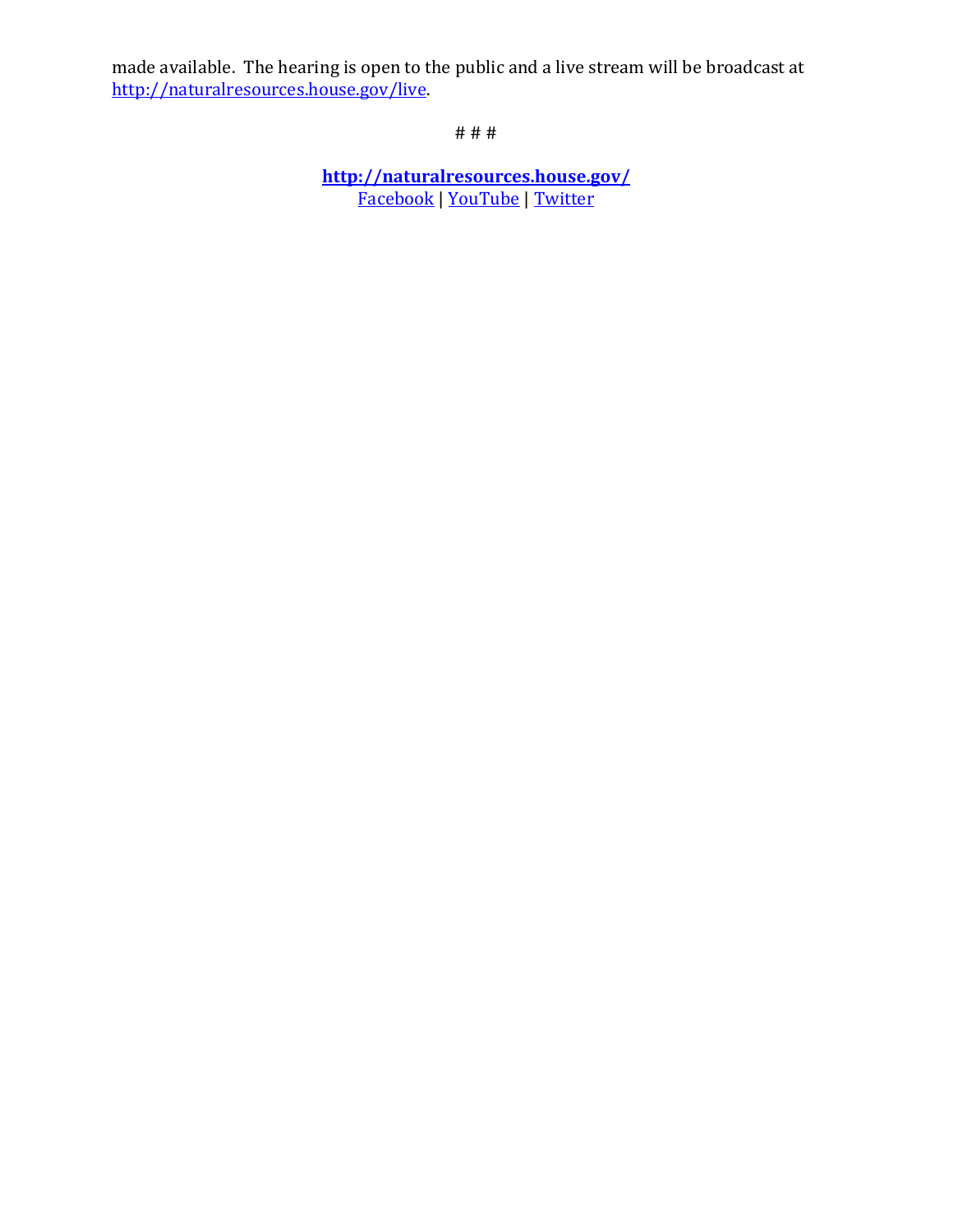made available. The hearing is open to the public and a live stream will be broadcast at http://naturalresources.house.gov/live.

# # #

**http://naturalresources.house.gov/**
Facebook | YouTube | Twitter